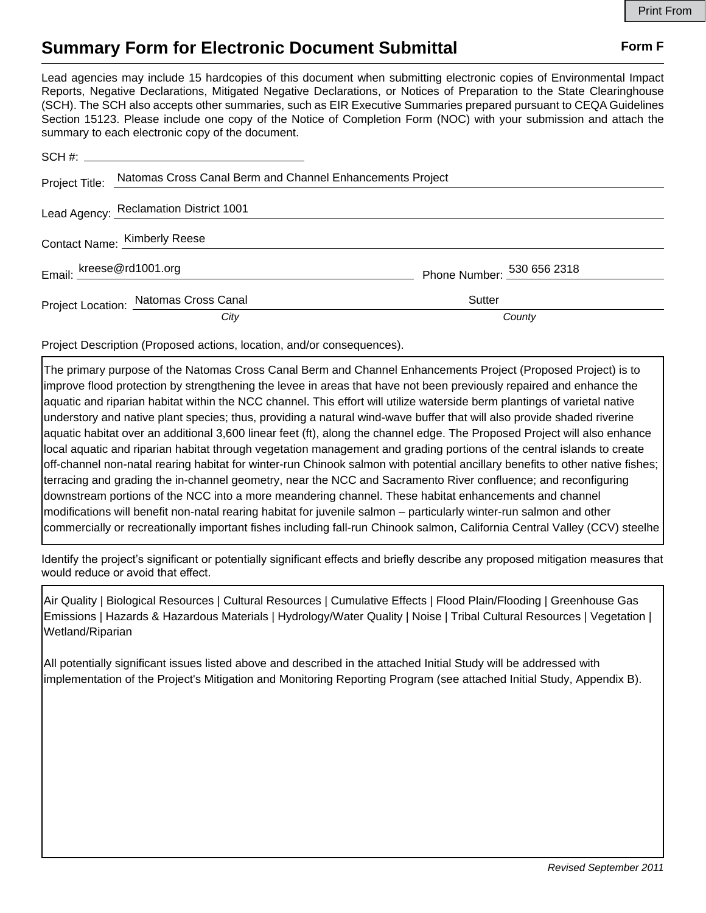Print From

# Summary Form for Electronic Document Submittal

**Form F**

Lead agencies may include 15 hardcopies of this document when submitting electronic copies of Environmental Impact Reports, Negative Declarations, Mitigated Negative Declarations, or Notices of Preparation to the State Clearinghouse (SCH). The SCH also accepts other summaries, such as EIR Executive Summaries prepared pursuant to CEQA Guidelines Section 15123. Please include one copy of the Notice of Completion Form (NOC) with your submission and attach the summary to each electronic copy of the document.

SCH #: 

Project Title: Natomas Cross Canal Berm and Channel Enhancements Project

Lead Agency: Reclamation District 1001

Contact Name: Kimberly Reese

Email: kreese@rd1001.org　　Phone Number: 530 656 2318

Project Location: Natomas Cross Canal (*City*)　　Sutter (*County*)

Project Description (Proposed actions, location, and/or consequences).

The primary purpose of the Natomas Cross Canal Berm and Channel Enhancements Project (Proposed Project) is to improve flood protection by strengthening the levee in areas that have not been previously repaired and enhance the aquatic and riparian habitat within the NCC channel. This effort will utilize waterside berm plantings of varietal native understory and native plant species; thus, providing a natural wind-wave buffer that will also provide shaded riverine aquatic habitat over an additional 3,600 linear feet (ft), along the channel edge. The Proposed Project will also enhance local aquatic and riparian habitat through vegetation management and grading portions of the central islands to create off-channel non-natal rearing habitat for winter-run Chinook salmon with potential ancillary benefits to other native fishes; terracing and grading the in-channel geometry, near the NCC and Sacramento River confluence; and reconfiguring downstream portions of the NCC into a more meandering channel. These habitat enhancements and channel modifications will benefit non-natal rearing habitat for juvenile salmon – particularly winter-run salmon and other commercially or recreationally important fishes including fall-run Chinook salmon, California Central Valley (CCV) steelhe

Identify the project's significant or potentially significant effects and briefly describe any proposed mitigation measures that would reduce or avoid that effect.

Air Quality | Biological Resources | Cultural Resources | Cumulative Effects | Flood Plain/Flooding | Greenhouse Gas Emissions | Hazards & Hazardous Materials | Hydrology/Water Quality | Noise | Tribal Cultural Resources | Vegetation | Wetland/Riparian

All potentially significant issues listed above and described in the attached Initial Study will be addressed with implementation of the Project's Mitigation and Monitoring Reporting Program (see attached Initial Study, Appendix B).

*Revised September 2011*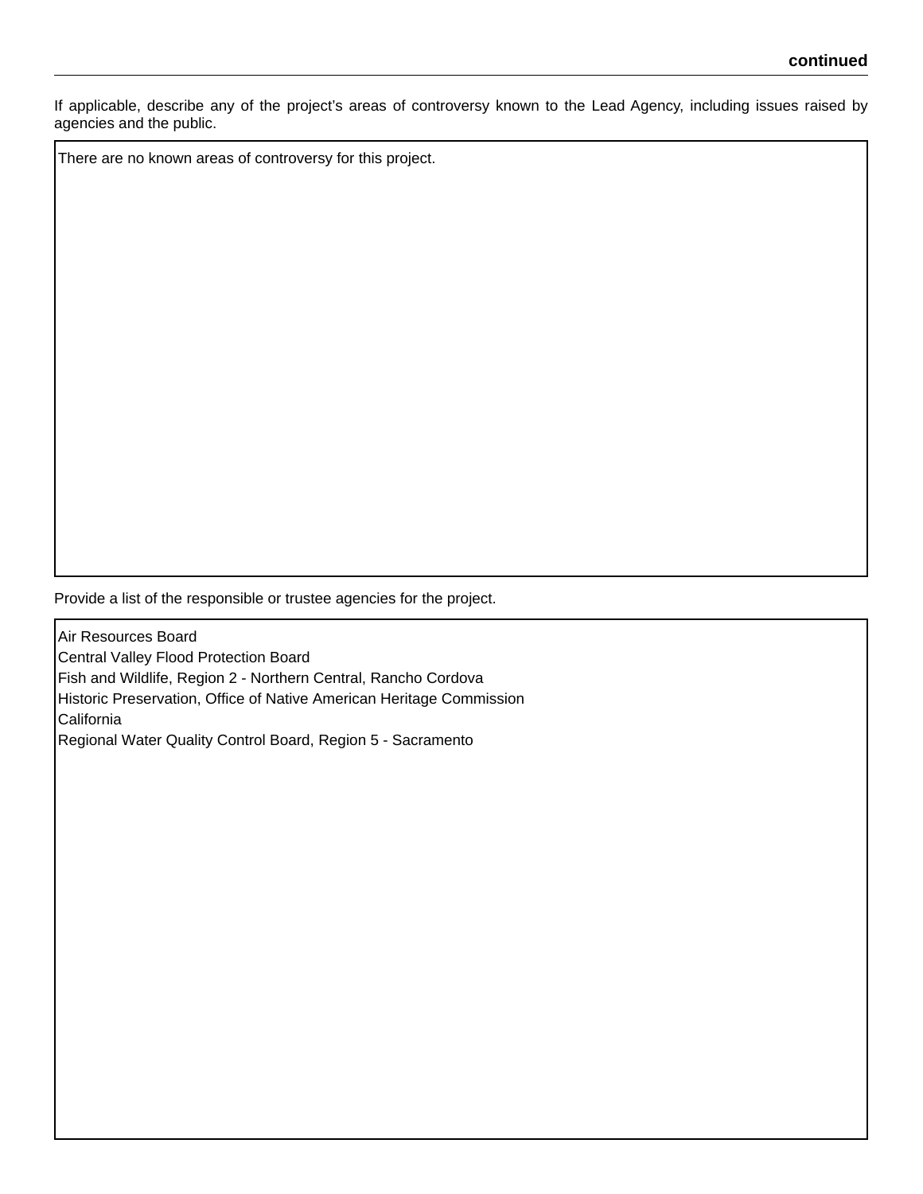**continued**

If applicable, describe any of the project's areas of controversy known to the Lead Agency, including issues raised by agencies and the public.

There are no known areas of controversy for this project.

Provide a list of the responsible or trustee agencies for the project.

Air Resources Board
Central Valley Flood Protection Board
Fish and Wildlife, Region 2 - Northern Central, Rancho Cordova
Historic Preservation, Office of Native American Heritage Commission
California
Regional Water Quality Control Board, Region 5 - Sacramento